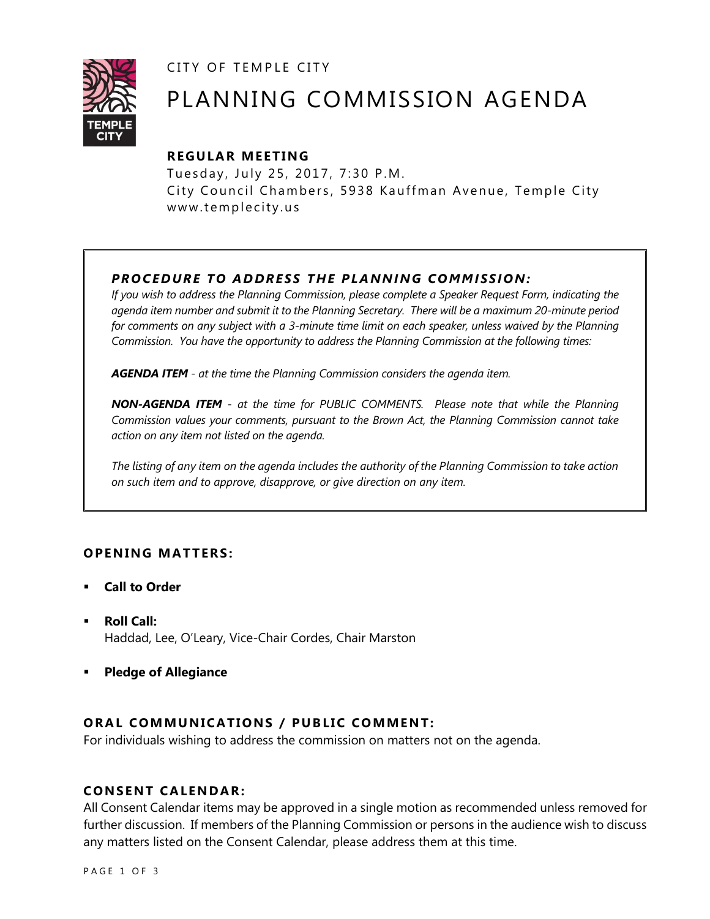CITY OF TEMPLE CITY

# PLANNING COMMISSION AGENDA

## REGULAR MEETING

Tuesday, July 25, 2017, 7:30 P.M.
City Council Chambers, 5938 Kauffman Avenue, Temple City
www.templecity.us

### *PROCEDURE TO ADDRESS THE PLANNING COMMISSION:*

*If you wish to address the Planning Commission, please complete a Speaker Request Form, indicating the agenda item number and submit it to the Planning Secretary. There will be a maximum 20-minute period for comments on any subject with a 3-minute time limit on each speaker, unless waived by the Planning Commission. You have the opportunity to address the Planning Commission at the following times:*

***AGENDA ITEM*** *- at the time the Planning Commission considers the agenda item.*

***NON-AGENDA ITEM*** *- at the time for PUBLIC COMMENTS. Please note that while the Planning Commission values your comments, pursuant to the Brown Act, the Planning Commission cannot take action on any item not listed on the agenda.*

*The listing of any item on the agenda includes the authority of the Planning Commission to take action on such item and to approve, disapprove, or give direction on any item.*

## OPENING MATTERS:

- **Call to Order**
- **Roll Call:**
  Haddad, Lee, O'Leary, Vice-Chair Cordes, Chair Marston
- **Pledge of Allegiance**

## ORAL COMMUNICATIONS / PUBLIC COMMENT:

For individuals wishing to address the commission on matters not on the agenda.

## CONSENT CALENDAR:

All Consent Calendar items may be approved in a single motion as recommended unless removed for further discussion. If members of the Planning Commission or persons in the audience wish to discuss any matters listed on the Consent Calendar, please address them at this time.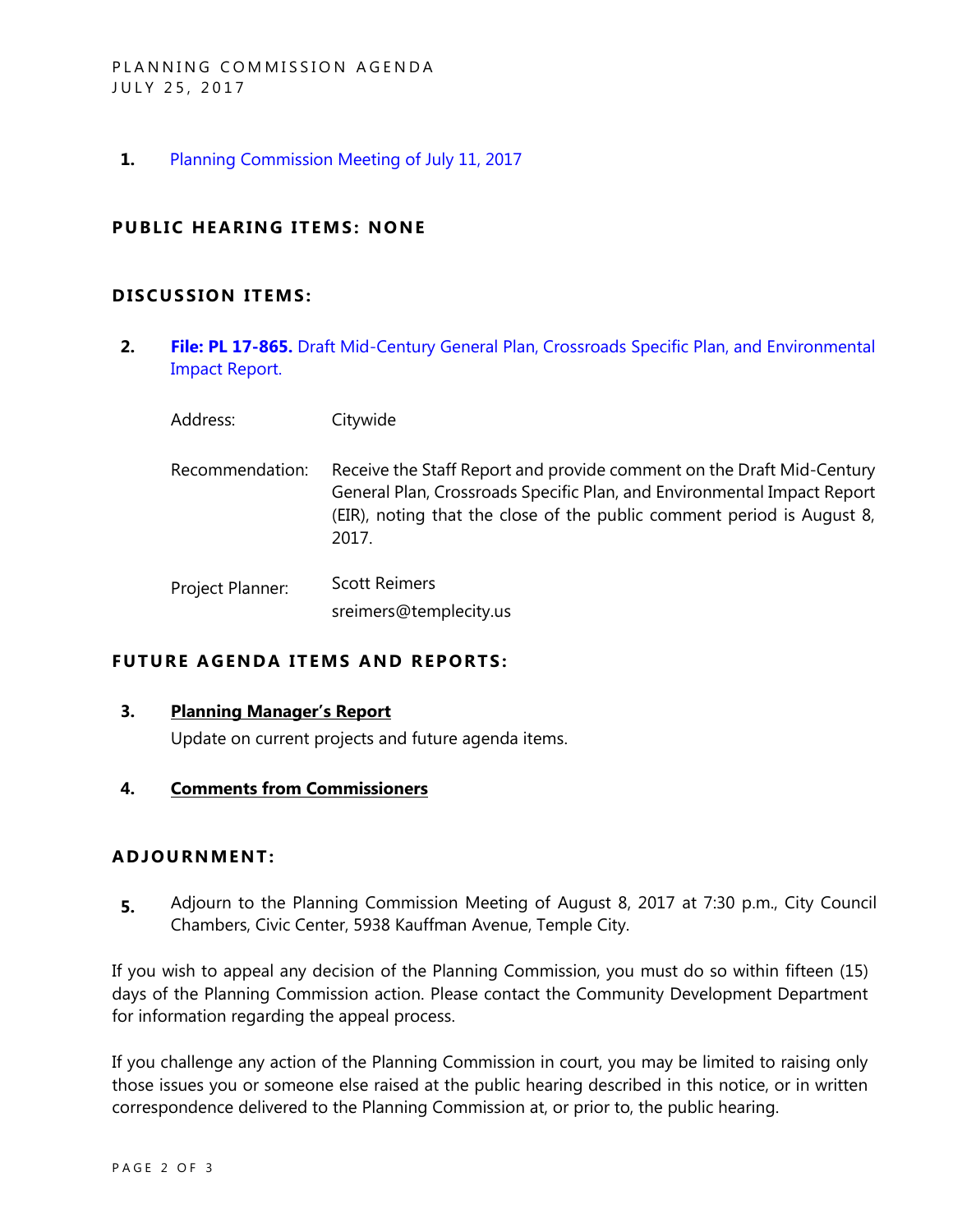**1.** Planning Commission Meeting of July 11, 2017

## PUBLIC HEARING ITEMS: NONE

## DISCUSSION ITEMS:

**2.** **File: PL 17-865.** Draft Mid-Century General Plan, Crossroads Specific Plan, and Environmental Impact Report.

| | |
|---|---|
| Address: | Citywide |
| Recommendation: | Receive the Staff Report and provide comment on the Draft Mid-Century General Plan, Crossroads Specific Plan, and Environmental Impact Report (EIR), noting that the close of the public comment period is August 8, 2017. |
| Project Planner: | Scott Reimers<br>sreimers@templecity.us |

## FUTURE AGENDA ITEMS AND REPORTS:

**3.** **Planning Manager's Report**

Update on current projects and future agenda items.

**4.** **Comments from Commissioners**

## ADJOURNMENT:

**5.** Adjourn to the Planning Commission Meeting of August 8, 2017 at 7:30 p.m., City Council Chambers, Civic Center, 5938 Kauffman Avenue, Temple City.

If you wish to appeal any decision of the Planning Commission, you must do so within fifteen (15) days of the Planning Commission action. Please contact the Community Development Department for information regarding the appeal process.

If you challenge any action of the Planning Commission in court, you may be limited to raising only those issues you or someone else raised at the public hearing described in this notice, or in written correspondence delivered to the Planning Commission at, or prior to, the public hearing.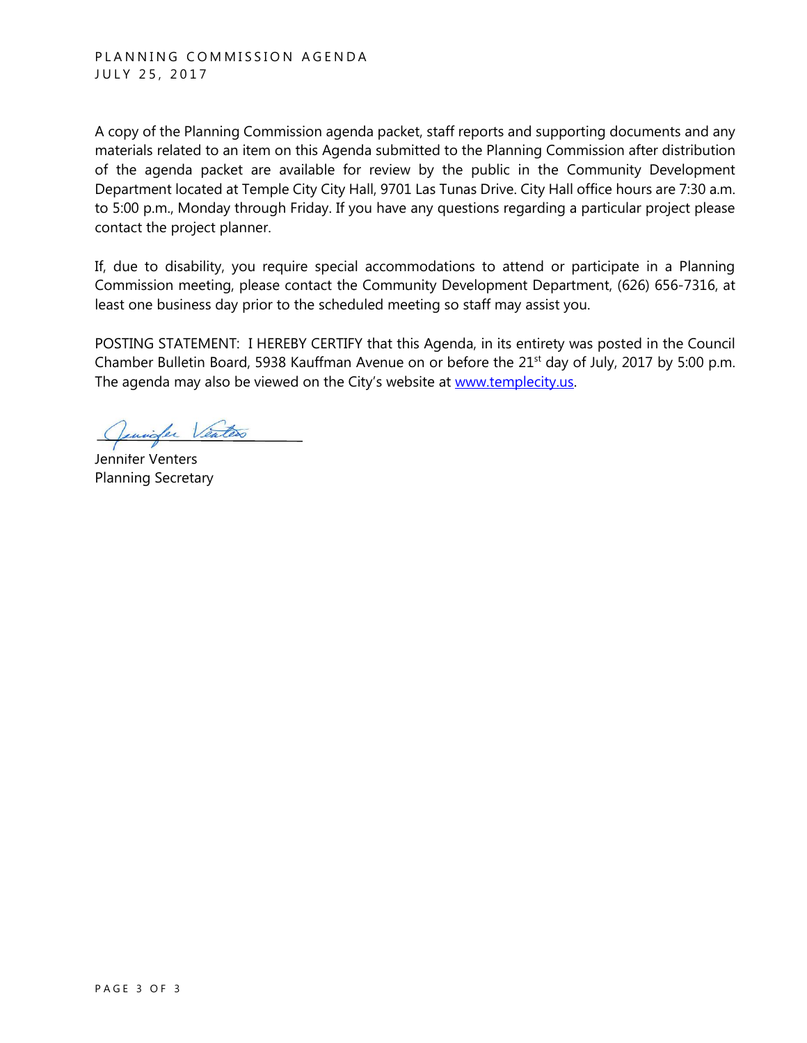A copy of the Planning Commission agenda packet, staff reports and supporting documents and any materials related to an item on this Agenda submitted to the Planning Commission after distribution of the agenda packet are available for review by the public in the Community Development Department located at Temple City City Hall, 9701 Las Tunas Drive. City Hall office hours are 7:30 a.m. to 5:00 p.m., Monday through Friday. If you have any questions regarding a particular project please contact the project planner.

If, due to disability, you require special accommodations to attend or participate in a Planning Commission meeting, please contact the Community Development Department, (626) 656-7316, at least one business day prior to the scheduled meeting so staff may assist you.

POSTING STATEMENT: I HEREBY CERTIFY that this Agenda, in its entirety was posted in the Council Chamber Bulletin Board, 5938 Kauffman Avenue on or before the 21st day of July, 2017 by 5:00 p.m. The agenda may also be viewed on the City's website at www.templecity.us.

Jennifer Venters
Planning Secretary